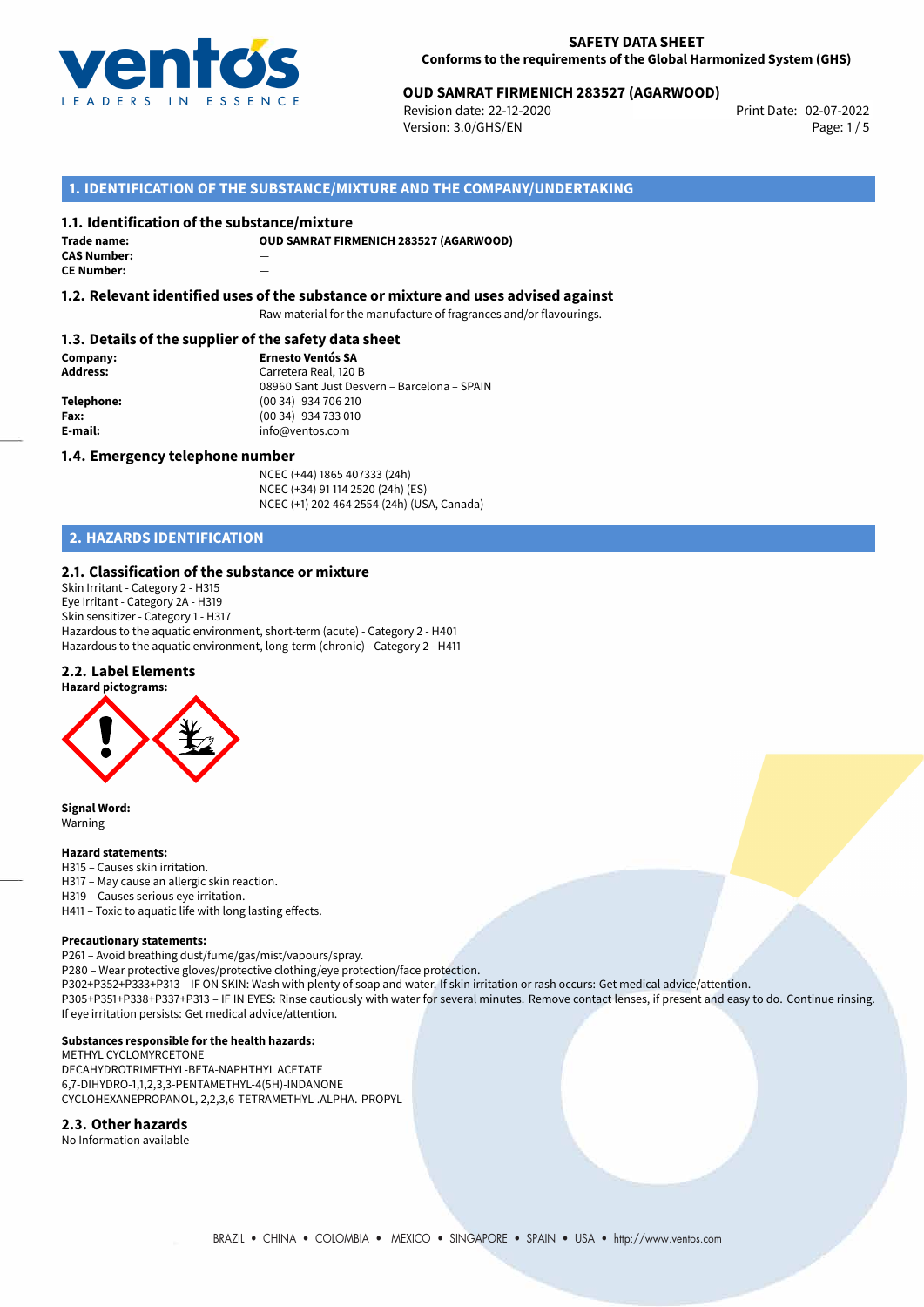**SAFETY DATA SHEET**
**Conforms to the requirements of the Global Harmonized System (GHS)**

**OUD SAMRAT FIRMENICH 283527 (AGARWOOD)**
Revision date: 22-12-2020
Version: 3.0/GHS/EN
Print Date: 02-07-2022

## 1. IDENTIFICATION OF THE SUBSTANCE/MIXTURE AND THE COMPANY/UNDERTAKING

### 1.1. Identification of the substance/mixture

**Trade name:** OUD SAMRAT FIRMENICH 283527 (AGARWOOD)
**CAS Number:** —
**CE Number:** —

### 1.2. Relevant identified uses of the substance or mixture and uses advised against

Raw material for the manufacture of fragrances and/or flavourings.

### 1.3. Details of the supplier of the safety data sheet

**Company:** Ernesto Ventós SA
**Address:** Carretera Real, 120 B
08960 Sant Just Desvern – Barcelona – SPAIN
**Telephone:** (00 34) 934 706 210
**Fax:** (00 34) 934 733 010
**E-mail:** info@ventos.com

### 1.4. Emergency telephone number

NCEC (+44) 1865 407333 (24h)
NCEC (+34) 91 114 2520 (24h) (ES)
NCEC (+1) 202 464 2554 (24h) (USA, Canada)

## 2. HAZARDS IDENTIFICATION

### 2.1. Classification of the substance or mixture

Skin Irritant - Category 2 - H315
Eye Irritant - Category 2A - H319
Skin sensitizer - Category 1 - H317
Hazardous to the aquatic environment, short-term (acute) - Category 2 - H401
Hazardous to the aquatic environment, long-term (chronic) - Category 2 - H411

### 2.2. Label Elements

**Hazard pictograms:**

**Signal Word:**
Warning

**Hazard statements:**
H315 – Causes skin irritation.
H317 – May cause an allergic skin reaction.
H319 – Causes serious eye irritation.
H411 – Toxic to aquatic life with long lasting effects.

**Precautionary statements:**
P261 – Avoid breathing dust/fume/gas/mist/vapours/spray.
P280 – Wear protective gloves/protective clothing/eye protection/face protection.
P302+P352+P333+P313 – IF ON SKIN: Wash with plenty of soap and water. If skin irritation or rash occurs: Get medical advice/attention.
P305+P351+P338+P337+P313 – IF IN EYES: Rinse cautiously with water for several minutes. Remove contact lenses, if present and easy to do. Continue rinsing. If eye irritation persists: Get medical advice/attention.

**Substances responsible for the health hazards:**
METHYL CYCLOMYRCETONE
DECAHYDROTRIMETHYL-BETA-NAPHTHYL ACETATE
6,7-DIHYDRO-1,1,2,3,3-PENTAMETHYL-4(5H)-INDANONE
CYCLOHEXANEPROPANOL, 2,2,3,6-TETRAMETHYL-.ALPHA.-PROPYL-

### 2.3. Other hazards

No Information available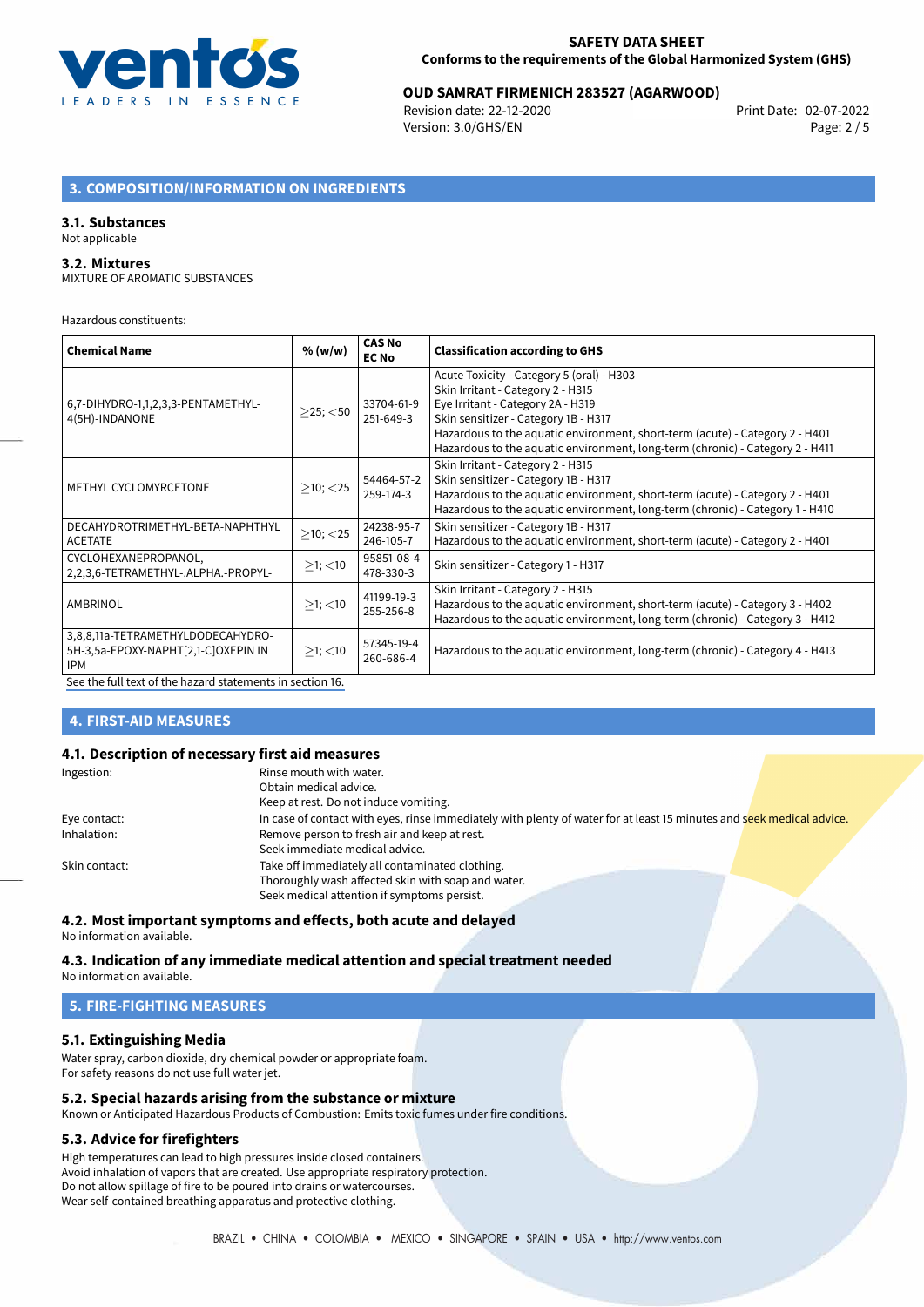## 3. COMPOSITION/INFORMATION ON INGREDIENTS

### 3.1. Substances

Not applicable

### 3.2. Mixtures

MIXTURE OF AROMATIC SUBSTANCES

Hazardous constituents:

| Chemical Name | % (w/w) | CAS No EC No | Classification according to GHS |
|---|---|---|---|
| 6,7-DIHYDRO-1,1,2,3,3-PENTAMETHYL-4(5H)-INDANONE | $\geq$25; <50 | 33704-61-9 251-649-3 | Acute Toxicity - Category 5 (oral) - H303<br>Skin Irritant - Category 2 - H315<br>Eye Irritant - Category 2A - H319<br>Skin sensitizer - Category 1B - H317<br>Hazardous to the aquatic environment, short-term (acute) - Category 2 - H401<br>Hazardous to the aquatic environment, long-term (chronic) - Category 2 - H411 |
| METHYL CYCLOMYRCETONE | $\geq$10; <25 | 54464-57-2 259-174-3 | Skin Irritant - Category 2 - H315<br>Skin sensitizer - Category 1B - H317<br>Hazardous to the aquatic environment, short-term (acute) - Category 2 - H401<br>Hazardous to the aquatic environment, long-term (chronic) - Category 1 - H410 |
| DECAHYDROTRIMETHYL-BETA-NAPHTHYL ACETATE | $\geq$10; <25 | 24238-95-7 246-105-7 | Skin sensitizer - Category 1B - H317<br>Hazardous to the aquatic environment, short-term (acute) - Category 2 - H401 |
| CYCLOHEXANEPROPANOL, 2,2,3,6-TETRAMETHYL-.ALPHA.-PROPYL- | $\geq$1; <10 | 95851-08-4 478-330-3 | Skin sensitizer - Category 1 - H317 |
| AMBRINOL | $\geq$1; <10 | 41199-19-3 255-256-8 | Skin Irritant - Category 2 - H315<br>Hazardous to the aquatic environment, short-term (acute) - Category 3 - H402<br>Hazardous to the aquatic environment, long-term (chronic) - Category 3 - H412 |
| 3,8,8,11a-TETRAMETHYLDODECAHYDRO-5H-3,5a-EPOXY-NAPHT[2,1-C]OXEPIN IN IPM | $\geq$1; <10 | 57345-19-4 260-686-4 | Hazardous to the aquatic environment, long-term (chronic) - Category 4 - H413 |

See the full text of the hazard statements in section 16.

## 4. FIRST-AID MEASURES

### 4.1. Description of necessary first aid measures

Ingestion: Rinse mouth with water.
Obtain medical advice.
Keep at rest. Do not induce vomiting.

Eye contact: In case of contact with eyes, rinse immediately with plenty of water for at least 15 minutes and seek medical advice.

Inhalation: Remove person to fresh air and keep at rest.
Seek immediate medical advice.

Skin contact: Take off immediately all contaminated clothing.
Thoroughly wash affected skin with soap and water.
Seek medical attention if symptoms persist.

### 4.2. Most important symptoms and effects, both acute and delayed

No information available.

### 4.3. Indication of any immediate medical attention and special treatment needed

No information available.

## 5. FIRE-FIGHTING MEASURES

### 5.1. Extinguishing Media

Water spray, carbon dioxide, dry chemical powder or appropriate foam.
For safety reasons do not use full water jet.

### 5.2. Special hazards arising from the substance or mixture

Known or Anticipated Hazardous Products of Combustion: Emits toxic fumes under fire conditions.

### 5.3. Advice for firefighters

High temperatures can lead to high pressures inside closed containers.
Avoid inhalation of vapors that are created. Use appropriate respiratory protection.
Do not allow spillage of fire to be poured into drains or watercourses.
Wear self-contained breathing apparatus and protective clothing.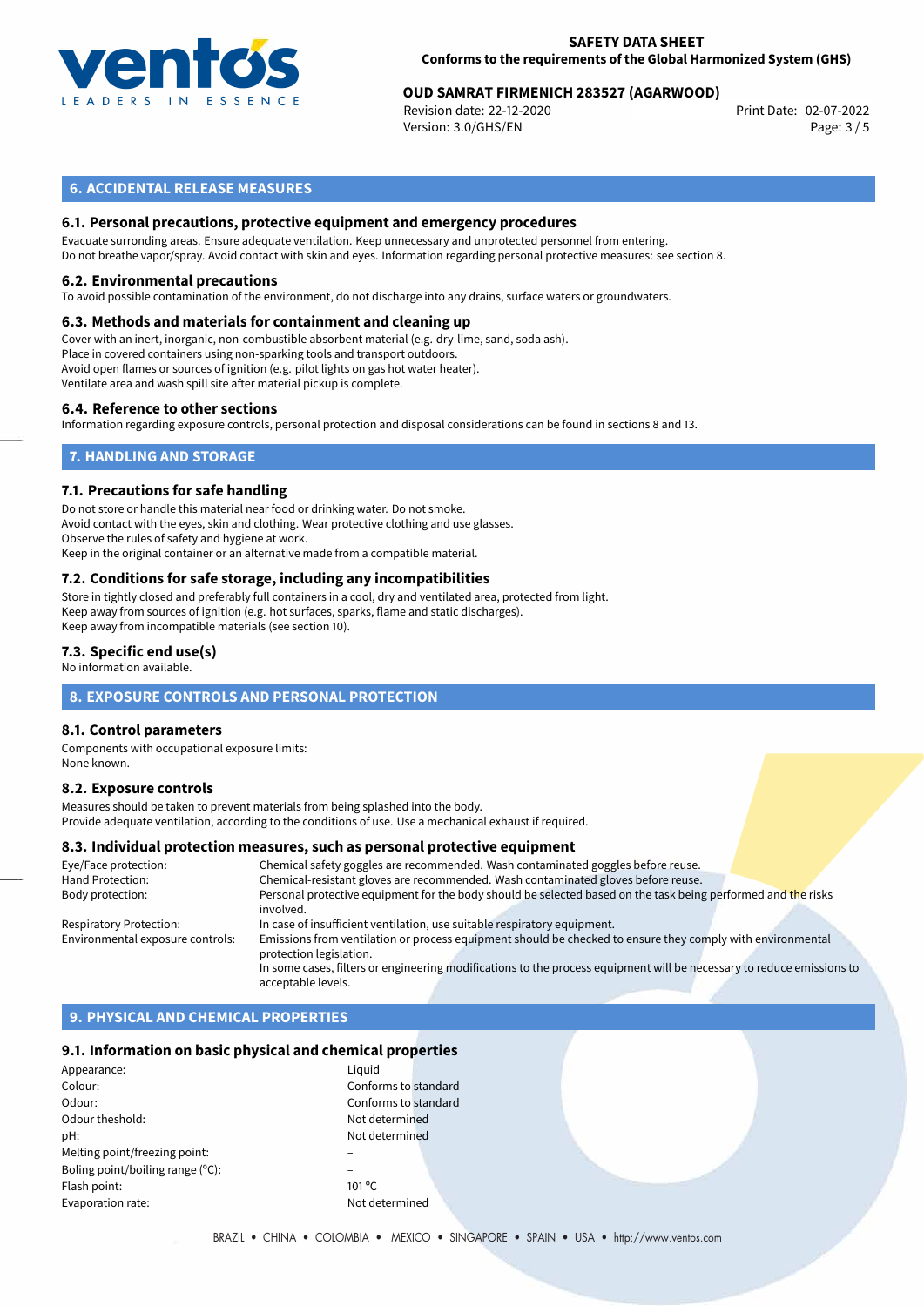## 6. ACCIDENTAL RELEASE MEASURES

### 6.1. Personal precautions, protective equipment and emergency procedures

Evacuate surronding areas. Ensure adequate ventilation. Keep unnecessary and unprotected personnel from entering.
Do not breathe vapor/spray. Avoid contact with skin and eyes. Information regarding personal protective measures: see section 8.

### 6.2. Environmental precautions

To avoid possible contamination of the environment, do not discharge into any drains, surface waters or groundwaters.

### 6.3. Methods and materials for containment and cleaning up

Cover with an inert, inorganic, non-combustible absorbent material (e.g. dry-lime, sand, soda ash).
Place in covered containers using non-sparking tools and transport outdoors.
Avoid open flames or sources of ignition (e.g. pilot lights on gas hot water heater).
Ventilate area and wash spill site after material pickup is complete.

### 6.4. Reference to other sections

Information regarding exposure controls, personal protection and disposal considerations can be found in sections 8 and 13.

## 7. HANDLING AND STORAGE

### 7.1. Precautions for safe handling

Do not store or handle this material near food or drinking water. Do not smoke.
Avoid contact with the eyes, skin and clothing. Wear protective clothing and use glasses.
Observe the rules of safety and hygiene at work.
Keep in the original container or an alternative made from a compatible material.

### 7.2. Conditions for safe storage, including any incompatibilities

Store in tightly closed and preferably full containers in a cool, dry and ventilated area, protected from light.
Keep away from sources of ignition (e.g. hot surfaces, sparks, flame and static discharges).
Keep away from incompatible materials (see section 10).

### 7.3. Specific end use(s)

No information available.

## 8. EXPOSURE CONTROLS AND PERSONAL PROTECTION

### 8.1. Control parameters

Components with occupational exposure limits:
None known.

### 8.2. Exposure controls

Measures should be taken to prevent materials from being splashed into the body.
Provide adequate ventilation, according to the conditions of use. Use a mechanical exhaust if required.

### 8.3. Individual protection measures, such as personal protective equipment

| | |
|---|---|
| Eye/Face protection: | Chemical safety goggles are recommended. Wash contaminated goggles before reuse. |
| Hand Protection: | Chemical-resistant gloves are recommended. Wash contaminated gloves before reuse. |
| Body protection: | Personal protective equipment for the body should be selected based on the task being performed and the risks involved. |
| Respiratory Protection: | In case of insufficient ventilation, use suitable respiratory equipment. |
| Environmental exposure controls: | Emissions from ventilation or process equipment should be checked to ensure they comply with environmental protection legislation. In some cases, filters or engineering modifications to the process equipment will be necessary to reduce emissions to acceptable levels. |

## 9. PHYSICAL AND CHEMICAL PROPERTIES

### 9.1. Information on basic physical and chemical properties

| | |
|---|---|
| Appearance: | Liquid |
| Colour: | Conforms to standard |
| Odour: | Conforms to standard |
| Odour theshold: | Not determined |
| pH: | Not determined |
| Melting point/freezing point: | – |
| Boling point/boiling range (°C): | – |
| Flash point: | 101 °C |
| Evaporation rate: | Not determined |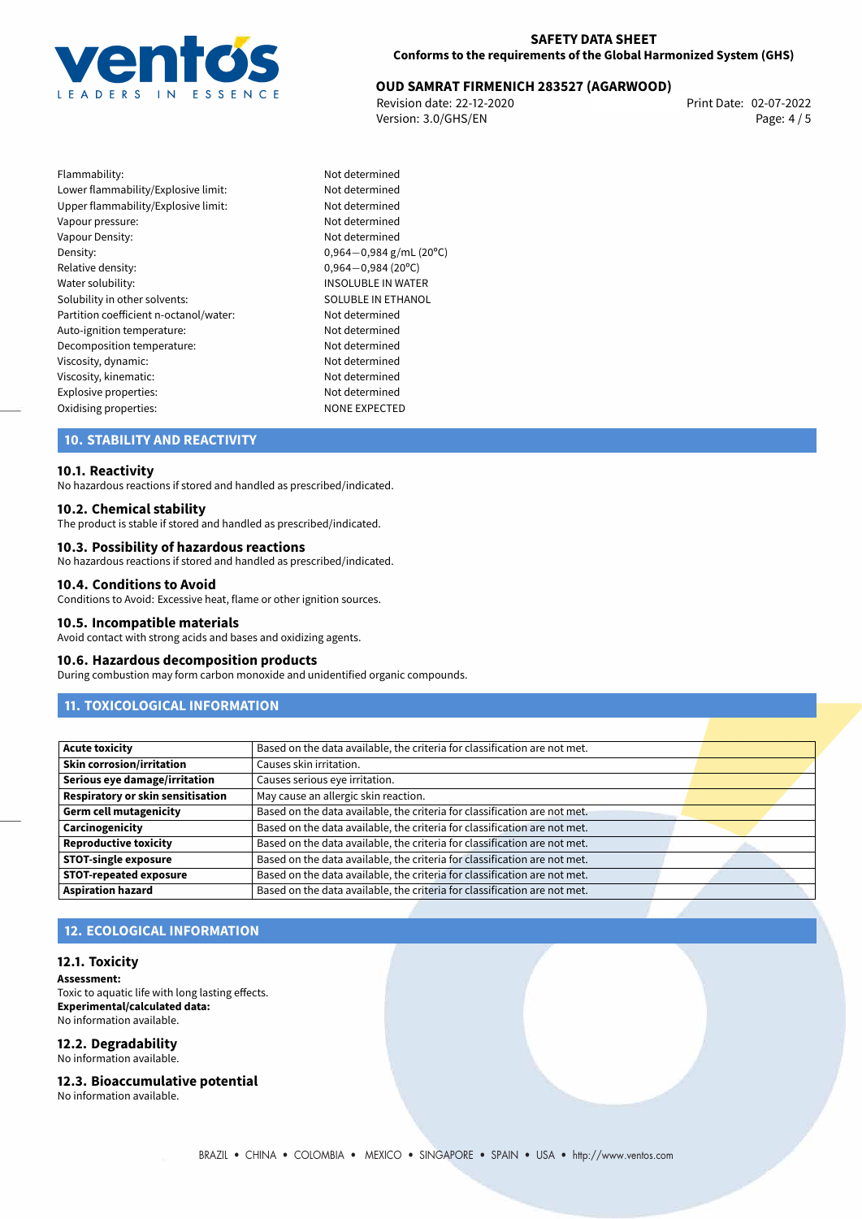| | |
|---|---|
| Flammability: | Not determined |
| Lower flammability/Explosive limit: | Not determined |
| Upper flammability/Explosive limit: | Not determined |
| Vapour pressure: | Not determined |
| Vapour Density: | Not determined |
| Density: | 0,964—0,984 g/mL (20ºC) |
| Relative density: | 0,964—0,984 (20ºC) |
| Water solubility: | INSOLUBLE IN WATER |
| Solubility in other solvents: | SOLUBLE IN ETHANOL |
| Partition coefficient n-octanol/water: | Not determined |
| Auto-ignition temperature: | Not determined |
| Decomposition temperature: | Not determined |
| Viscosity, dynamic: | Not determined |
| Viscosity, kinematic: | Not determined |
| Explosive properties: | Not determined |
| Oxidising properties: | NONE EXPECTED |

## 10. STABILITY AND REACTIVITY

### 10.1. Reactivity
No hazardous reactions if stored and handled as prescribed/indicated.

### 10.2. Chemical stability
The product is stable if stored and handled as prescribed/indicated.

### 10.3. Possibility of hazardous reactions
No hazardous reactions if stored and handled as prescribed/indicated.

### 10.4. Conditions to Avoid
Conditions to Avoid: Excessive heat, flame or other ignition sources.

### 10.5. Incompatible materials
Avoid contact with strong acids and bases and oxidizing agents.

### 10.6. Hazardous decomposition products
During combustion may form carbon monoxide and unidentified organic compounds.

## 11. TOXICOLOGICAL INFORMATION

| | |
|---|---|
| **Acute toxicity** | Based on the data available, the criteria for classification are not met. |
| **Skin corrosion/irritation** | Causes skin irritation. |
| **Serious eye damage/irritation** | Causes serious eye irritation. |
| **Respiratory or skin sensitisation** | May cause an allergic skin reaction. |
| **Germ cell mutagenicity** | Based on the data available, the criteria for classification are not met. |
| **Carcinogenicity** | Based on the data available, the criteria for classification are not met. |
| **Reproductive toxicity** | Based on the data available, the criteria for classification are not met. |
| **STOT-single exposure** | Based on the data available, the criteria for classification are not met. |
| **STOT-repeated exposure** | Based on the data available, the criteria for classification are not met. |
| **Aspiration hazard** | Based on the data available, the criteria for classification are not met. |

## 12. ECOLOGICAL INFORMATION

### 12.1. Toxicity
**Assessment:**
Toxic to aquatic life with long lasting effects.
**Experimental/calculated data:**
No information available.

### 12.2. Degradability
No information available.

### 12.3. Bioaccumulative potential
No information available.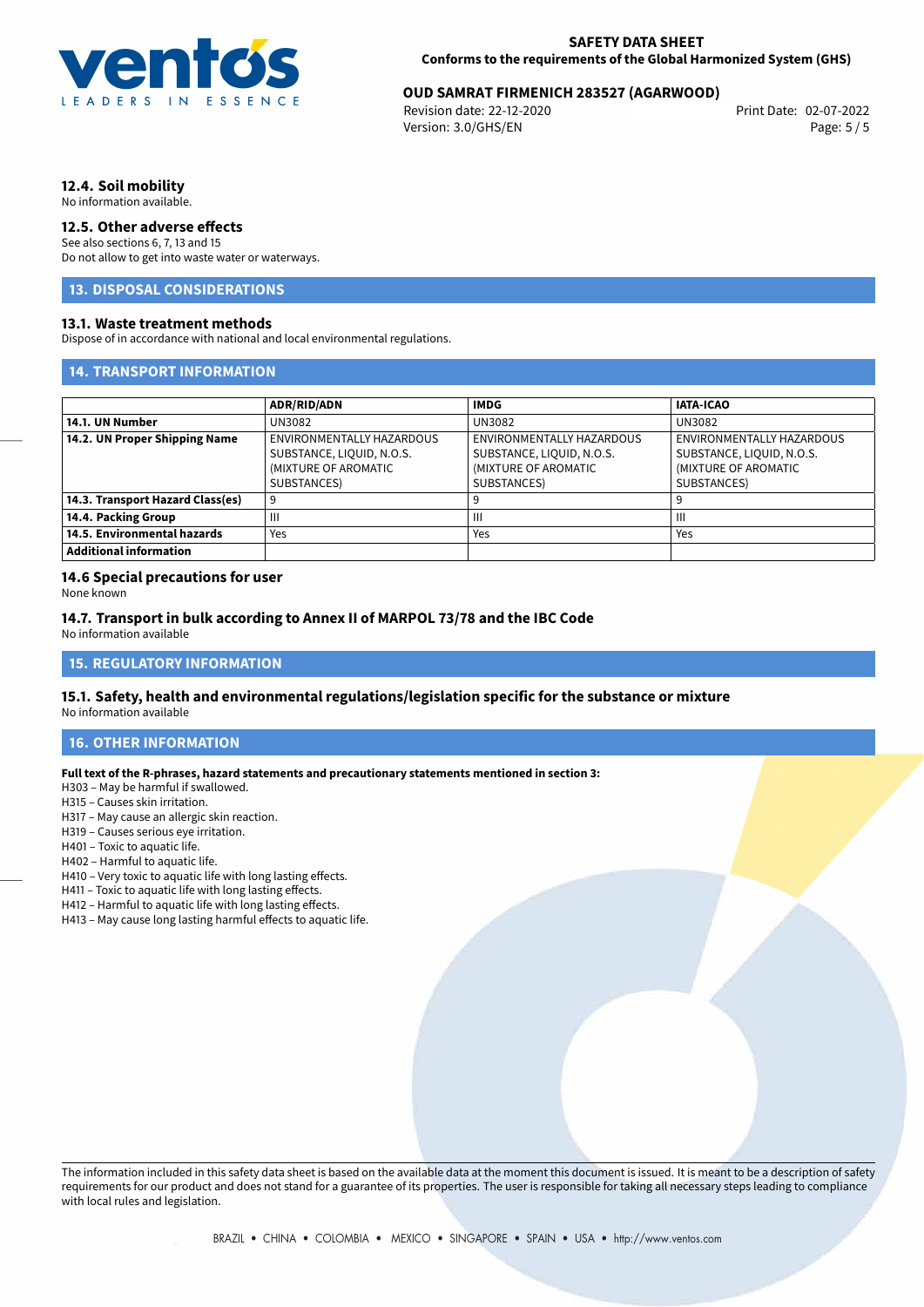### 12.4. Soil mobility

No information available.

### 12.5. Other adverse effects

See also sections 6, 7, 13 and 15

Do not allow to get into waste water or waterways.

## 13. DISPOSAL CONSIDERATIONS

### 13.1. Waste treatment methods

Dispose of in accordance with national and local environmental regulations.

## 14. TRANSPORT INFORMATION

| | ADR/RID/ADN | IMDG | IATA-ICAO |
|---|---|---|---|
| **14.1. UN Number** | UN3082 | UN3082 | UN3082 |
| **14.2. UN Proper Shipping Name** | ENVIRONMENTALLY HAZARDOUS SUBSTANCE, LIQUID, N.O.S. (MIXTURE OF AROMATIC SUBSTANCES) | ENVIRONMENTALLY HAZARDOUS SUBSTANCE, LIQUID, N.O.S. (MIXTURE OF AROMATIC SUBSTANCES) | ENVIRONMENTALLY HAZARDOUS SUBSTANCE, LIQUID, N.O.S. (MIXTURE OF AROMATIC SUBSTANCES) |
| **14.3. Transport Hazard Class(es)** | 9 | 9 | 9 |
| **14.4. Packing Group** | III | III | III |
| **14.5. Environmental hazards** | Yes | Yes | Yes |
| **Additional information** | | | |

### 14.6 Special precautions for user

None known

### 14.7. Transport in bulk according to Annex II of MARPOL 73/78 and the IBC Code

No information available

## 15. REGULATORY INFORMATION

### 15.1. Safety, health and environmental regulations/legislation specific for the substance or mixture

No information available

## 16. OTHER INFORMATION

**Full text of the R-phrases, hazard statements and precautionary statements mentioned in section 3:**

H303 – May be harmful if swallowed.
H315 – Causes skin irritation.
H317 – May cause an allergic skin reaction.
H319 – Causes serious eye irritation.
H401 – Toxic to aquatic life.
H402 – Harmful to aquatic life.
H410 – Very toxic to aquatic life with long lasting effects.
H411 – Toxic to aquatic life with long lasting effects.
H412 – Harmful to aquatic life with long lasting effects.
H413 – May cause long lasting harmful effects to aquatic life.

The information included in this safety data sheet is based on the available data at the moment this document is issued. It is meant to be a description of safety requirements for our product and does not stand for a guarantee of its properties. The user is responsible for taking all necessary steps leading to compliance with local rules and legislation.